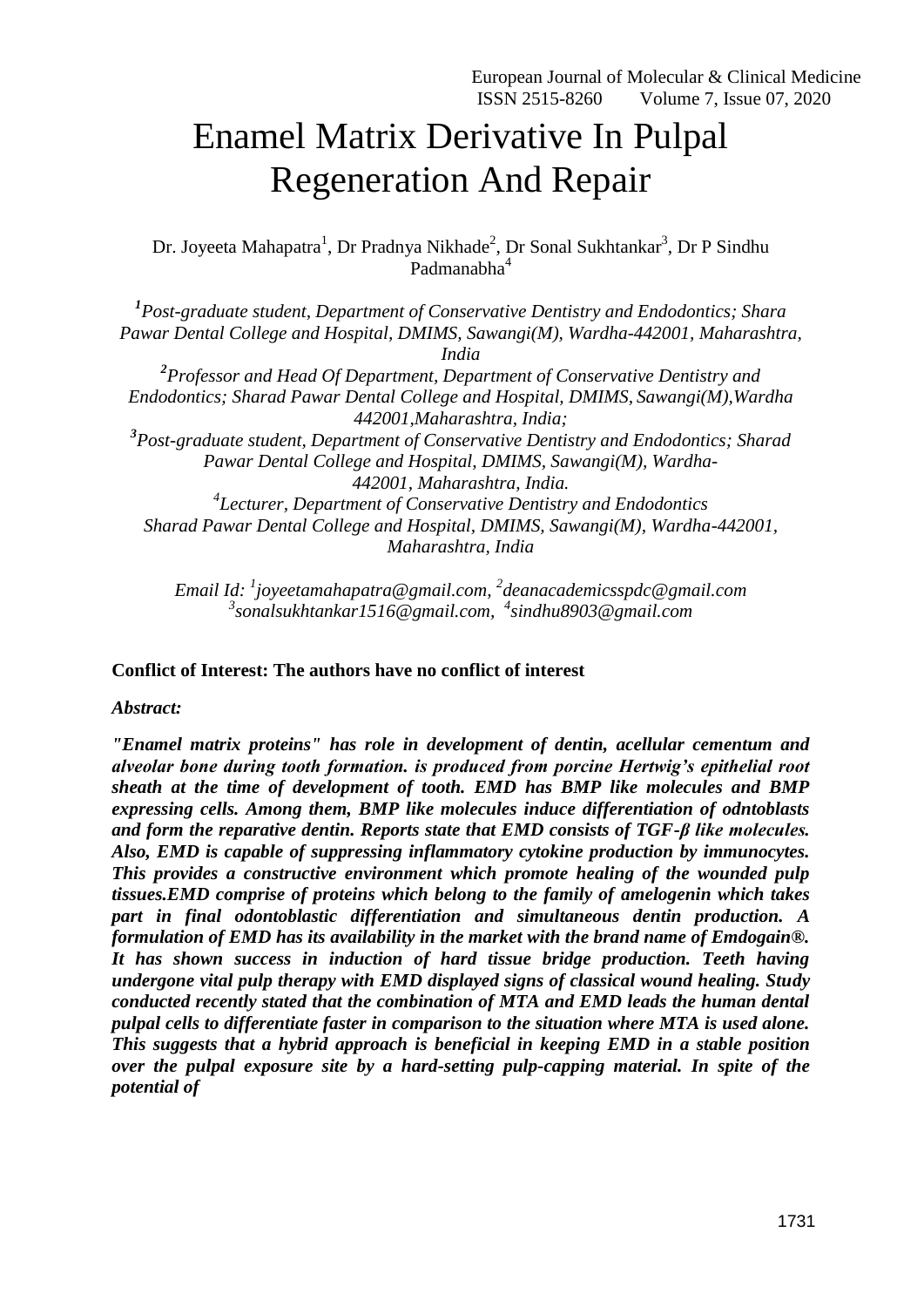# Enamel Matrix Derivative In Pulpal Regeneration And Repair

Dr. Joyeeta Mahapatra[1], Dr Pradnya Nikhade[2], Dr Sonal Sukhtankar[3], Dr P Sindhu Padmanabha[4]

*[1]Post-graduate student, Department of Conservative Dentistry and Endodontics; Shara Pawar Dental College and Hospital, DMIMS, Sawangi(M), Wardha-442001, Maharashtra, India*

*[2]Professor and Head Of Department, Department of Conservative Dentistry and Endodontics; Sharad Pawar Dental College and Hospital, DMIMS, Sawangi(M),Wardha 442001,Maharashtra, India;*

*[3]Post-graduate student, Department of Conservative Dentistry and Endodontics; Sharad Pawar Dental College and Hospital, DMIMS, Sawangi(M), Wardha-442001, Maharashtra, India.*

*[4]Lecturer, Department of Conservative Dentistry and Endodontics Sharad Pawar Dental College and Hospital, DMIMS, Sawangi(M), Wardha-442001, Maharashtra, India*

*Email Id: [1]joyeetamahapatra@gmail.com, [2]deanacademicsspdc@gmail.com [3]sonalsukhtankar1516@gmail.com, [4]sindhu8903@gmail.com*

**Conflict of Interest: The authors have no conflict of interest**

***Abstract:***

***"Enamel matrix proteins" has role in development of dentin, acellular cementum and alveolar bone during tooth formation. is produced from porcine Hertwig's epithelial root sheath at the time of development of tooth. EMD has BMP like molecules and BMP expressing cells. Among them, BMP like molecules induce differentiation of odntoblasts and form the reparative dentin. Reports state that EMD consists of TGF-β like molecules. Also, EMD is capable of suppressing inflammatory cytokine production by immunocytes. This provides a constructive environment which promote healing of the wounded pulp tissues.EMD comprise of proteins which belong to the family of amelogenin which takes part in final odontoblastic differentiation and simultaneous dentin production. A formulation of EMD has its availability in the market with the brand name of Emdogain®. It has shown success in induction of hard tissue bridge production. Teeth having undergone vital pulp therapy with EMD displayed signs of classical wound healing. Study conducted recently stated that the combination of MTA and EMD leads the human dental pulpal cells to differentiate faster in comparison to the situation where MTA is used alone. This suggests that a hybrid approach is beneficial in keeping EMD in a stable position over the pulpal exposure site by a hard-setting pulp-capping material. In spite of the potential of***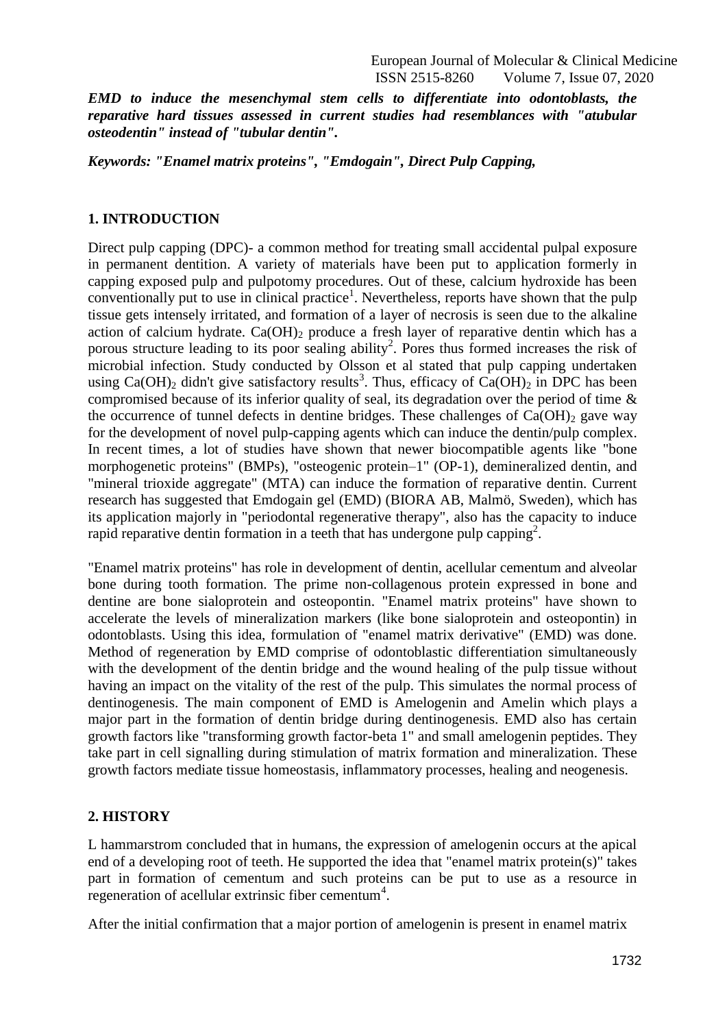***EMD to induce the mesenchymal stem cells to differentiate into odontoblasts, the reparative hard tissues assessed in current studies had resemblances with "atubular osteodentin" instead of "tubular dentin".***

***Keywords: "Enamel matrix proteins", "Emdogain", Direct Pulp Capping,***

## 1. INTRODUCTION

Direct pulp capping (DPC)- a common method for treating small accidental pulpal exposure in permanent dentition. A variety of materials have been put to application formerly in capping exposed pulp and pulpotomy procedures. Out of these, calcium hydroxide has been conventionally put to use in clinical practice[1]. Nevertheless, reports have shown that the pulp tissue gets intensely irritated, and formation of a layer of necrosis is seen due to the alkaline action of calcium hydrate. $Ca(OH)_2$ produce a fresh layer of reparative dentin which has a porous structure leading to its poor sealing ability[2]. Pores thus formed increases the risk of microbial infection. Study conducted by Olsson et al stated that pulp capping undertaken using $Ca(OH)_2$ didn't give satisfactory results[3]. Thus, efficacy of $Ca(OH)_2$ in DPC has been compromised because of its inferior quality of seal, its degradation over the period of time & the occurrence of tunnel defects in dentine bridges. These challenges of $Ca(OH)_2$ gave way for the development of novel pulp-capping agents which can induce the dentin/pulp complex. In recent times, a lot of studies have shown that newer biocompatible agents like "bone morphogenetic proteins" (BMPs), "osteogenic protein–1" (OP-1), demineralized dentin, and "mineral trioxide aggregate" (MTA) can induce the formation of reparative dentin. Current research has suggested that Emdogain gel (EMD) (BIORA AB, Malmö, Sweden), which has its application majorly in "periodontal regenerative therapy", also has the capacity to induce rapid reparative dentin formation in a teeth that has undergone pulp capping[2].

"Enamel matrix proteins" has role in development of dentin, acellular cementum and alveolar bone during tooth formation. The prime non-collagenous protein expressed in bone and dentine are bone sialoprotein and osteopontin. "Enamel matrix proteins" have shown to accelerate the levels of mineralization markers (like bone sialoprotein and osteopontin) in odontoblasts. Using this idea, formulation of "enamel matrix derivative" (EMD) was done. Method of regeneration by EMD comprise of odontoblastic differentiation simultaneously with the development of the dentin bridge and the wound healing of the pulp tissue without having an impact on the vitality of the rest of the pulp. This simulates the normal process of dentinogenesis. The main component of EMD is Amelogenin and Amelin which plays a major part in the formation of dentin bridge during dentinogenesis. EMD also has certain growth factors like "transforming growth factor-beta 1" and small amelogenin peptides. They take part in cell signalling during stimulation of matrix formation and mineralization. These growth factors mediate tissue homeostasis, inflammatory processes, healing and neogenesis.

## 2. HISTORY

L hammarstrom concluded that in humans, the expression of amelogenin occurs at the apical end of a developing root of teeth. He supported the idea that "enamel matrix protein(s)" takes part in formation of cementum and such proteins can be put to use as a resource in regeneration of acellular extrinsic fiber cementum[4].

After the initial confirmation that a major portion of amelogenin is present in enamel matrix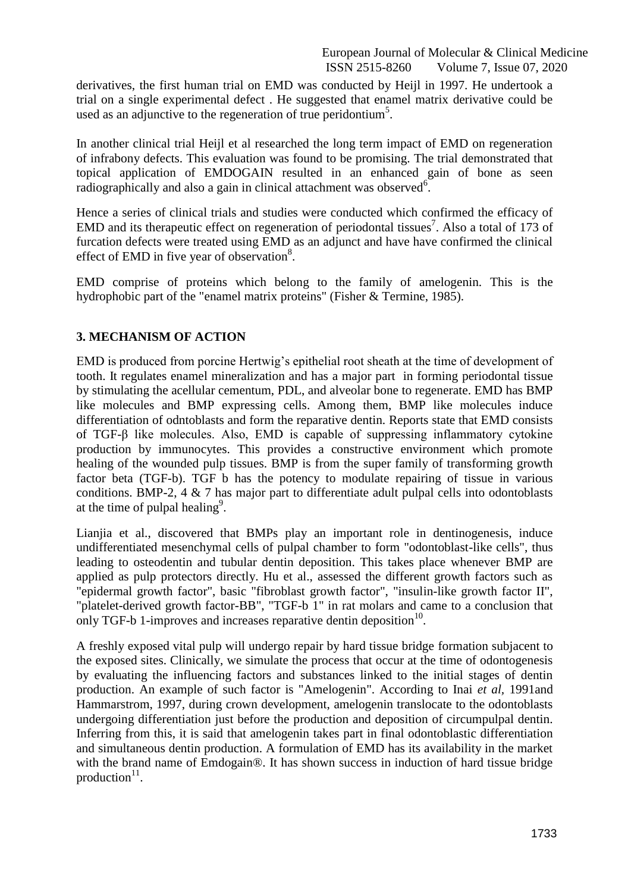derivatives, the first human trial on EMD was conducted by Heijl in 1997. He undertook a trial on a single experimental defect . He suggested that enamel matrix derivative could be used as an adjunctive to the regeneration of true peridontium[5].

In another clinical trial Heijl et al researched the long term impact of EMD on regeneration of infrabony defects. This evaluation was found to be promising. The trial demonstrated that topical application of EMDOGAIN resulted in an enhanced gain of bone as seen radiographically and also a gain in clinical attachment was observed[6].

Hence a series of clinical trials and studies were conducted which confirmed the efficacy of EMD and its therapeutic effect on regeneration of periodontal tissues[7]. Also a total of 173 of furcation defects were treated using EMD as an adjunct and have have confirmed the clinical effect of EMD in five year of observation[8].

EMD comprise of proteins which belong to the family of amelogenin. This is the hydrophobic part of the "enamel matrix proteins" (Fisher & Termine, 1985).

## 3. MECHANISM OF ACTION

EMD is produced from porcine Hertwig's epithelial root sheath at the time of development of tooth. It regulates enamel mineralization and has a major part in forming periodontal tissue by stimulating the acellular cementum, PDL, and alveolar bone to regenerate. EMD has BMP like molecules and BMP expressing cells. Among them, BMP like molecules induce differentiation of odntoblasts and form the reparative dentin. Reports state that EMD consists of TGF-β like molecules. Also, EMD is capable of suppressing inflammatory cytokine production by immunocytes. This provides a constructive environment which promote healing of the wounded pulp tissues. BMP is from the super family of transforming growth factor beta (TGF-b). TGF b has the potency to modulate repairing of tissue in various conditions. BMP-2, 4 & 7 has major part to differentiate adult pulpal cells into odontoblasts at the time of pulpal healing[9].

Lianjia et al., discovered that BMPs play an important role in dentinogenesis, induce undifferentiated mesenchymal cells of pulpal chamber to form "odontoblast-like cells", thus leading to osteodentin and tubular dentin deposition. This takes place whenever BMP are applied as pulp protectors directly. Hu et al., assessed the different growth factors such as "epidermal growth factor", basic "fibroblast growth factor", "insulin-like growth factor II", "platelet-derived growth factor-BB", "TGF-b 1" in rat molars and came to a conclusion that only TGF-b 1-improves and increases reparative dentin deposition[10].

A freshly exposed vital pulp will undergo repair by hard tissue bridge formation subjacent to the exposed sites. Clinically, we simulate the process that occur at the time of odontogenesis by evaluating the influencing factors and substances linked to the initial stages of dentin production. An example of such factor is "Amelogenin". According to Inai *et al*, 1991and Hammarstrom, 1997, during crown development, amelogenin translocate to the odontoblasts undergoing differentiation just before the production and deposition of circumpulpal dentin. Inferring from this, it is said that amelogenin takes part in final odontoblastic differentiation and simultaneous dentin production. A formulation of EMD has its availability in the market with the brand name of Emdogain®. It has shown success in induction of hard tissue bridge production[11].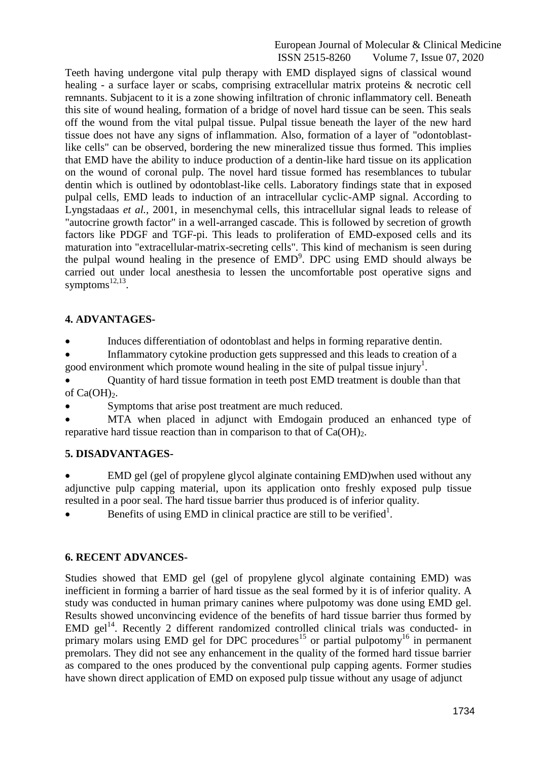Teeth having undergone vital pulp therapy with EMD displayed signs of classical wound healing - a surface layer or scabs, comprising extracellular matrix proteins & necrotic cell remnants. Subjacent to it is a zone showing infiltration of chronic inflammatory cell. Beneath this site of wound healing, formation of a bridge of novel hard tissue can be seen. This seals off the wound from the vital pulpal tissue. Pulpal tissue beneath the layer of the new hard tissue does not have any signs of inflammation. Also, formation of a layer of "odontoblast-like cells" can be observed, bordering the new mineralized tissue thus formed. This implies that EMD have the ability to induce production of a dentin-like hard tissue on its application on the wound of coronal pulp. The novel hard tissue formed has resemblances to tubular dentin which is outlined by odontoblast-like cells. Laboratory findings state that in exposed pulpal cells, EMD leads to induction of an intracellular cyclic-AMP signal. According to Lyngstadaas *et al.,* 2001, in mesenchymal cells, this intracellular signal leads to release of "autocrine growth factor" in a well-arranged cascade. This is followed by secretion of growth factors like PDGF and TGF-pi. This leads to proliferation of EMD-exposed cells and its maturation into "extracellular-matrix-secreting cells". This kind of mechanism is seen during the pulpal wound healing in the presence of EMD[9]. DPC using EMD should always be carried out under local anesthesia to lessen the uncomfortable post operative signs and symptoms[12,13].

## 4. ADVANTAGES-

- Induces differentiation of odontoblast and helps in forming reparative dentin.
- Inflammatory cytokine production gets suppressed and this leads to creation of a good environment which promote wound healing in the site of pulpal tissue injury[1].
- Quantity of hard tissue formation in teeth post EMD treatment is double than that of $Ca(OH)_2$.
- Symptoms that arise post treatment are much reduced.
- MTA when placed in adjunct with Emdogain produced an enhanced type of reparative hard tissue reaction than in comparison to that of $Ca(OH)_2$.

## 5. DISADVANTAGES-

- EMD gel (gel of propylene glycol alginate containing EMD)when used without any adjunctive pulp capping material, upon its application onto freshly exposed pulp tissue resulted in a poor seal. The hard tissue barrier thus produced is of inferior quality.
- Benefits of using EMD in clinical practice are still to be verified[1].

## 6. RECENT ADVANCES-

Studies showed that EMD gel (gel of propylene glycol alginate containing EMD) was inefficient in forming a barrier of hard tissue as the seal formed by it is of inferior quality. A study was conducted in human primary canines where pulpotomy was done using EMD gel. Results showed unconvincing evidence of the benefits of hard tissue barrier thus formed by EMD gel[14]. Recently 2 different randomized controlled clinical trials was conducted- in primary molars using EMD gel for DPC procedures[15] or partial pulpotomy[16] in permanent premolars. They did not see any enhancement in the quality of the formed hard tissue barrier as compared to the ones produced by the conventional pulp capping agents. Former studies have shown direct application of EMD on exposed pulp tissue without any usage of adjunct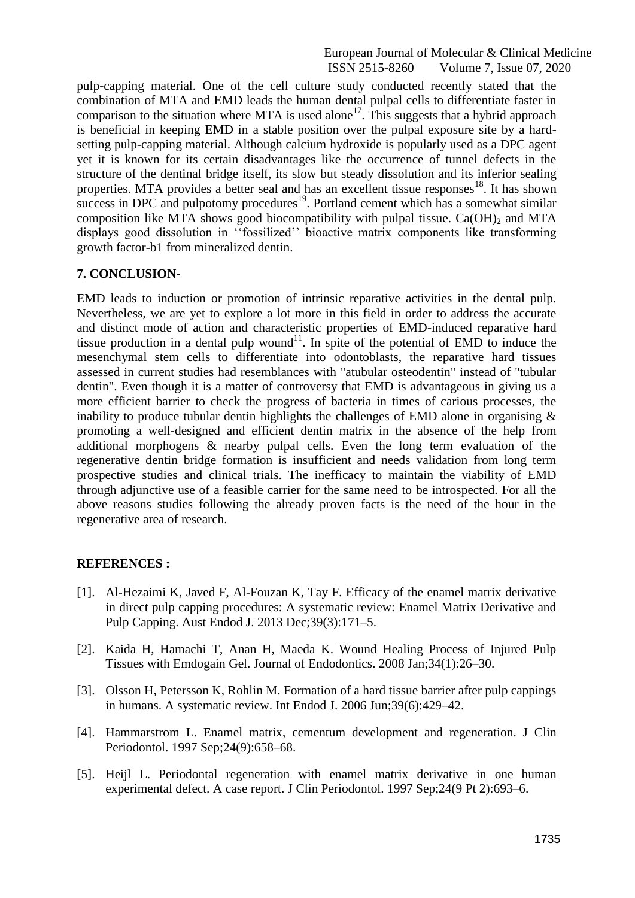pulp-capping material. One of the cell culture study conducted recently stated that the combination of MTA and EMD leads the human dental pulpal cells to differentiate faster in comparison to the situation where MTA is used alone[17]. This suggests that a hybrid approach is beneficial in keeping EMD in a stable position over the pulpal exposure site by a hard-setting pulp-capping material. Although calcium hydroxide is popularly used as a DPC agent yet it is known for its certain disadvantages like the occurrence of tunnel defects in the structure of the dentinal bridge itself, its slow but steady dissolution and its inferior sealing properties. MTA provides a better seal and has an excellent tissue responses[18]. It has shown success in DPC and pulpotomy procedures[19]. Portland cement which has a somewhat similar composition like MTA shows good biocompatibility with pulpal tissue. $Ca(OH)_2$ and MTA displays good dissolution in ‘‘fossilized’’ bioactive matrix components like transforming growth factor-b1 from mineralized dentin.

## 7. CONCLUSION-

EMD leads to induction or promotion of intrinsic reparative activities in the dental pulp. Nevertheless, we are yet to explore a lot more in this field in order to address the accurate and distinct mode of action and characteristic properties of EMD-induced reparative hard tissue production in a dental pulp wound[11]. In spite of the potential of EMD to induce the mesenchymal stem cells to differentiate into odontoblasts, the reparative hard tissues assessed in current studies had resemblances with "atubular osteodentin" instead of "tubular dentin". Even though it is a matter of controversy that EMD is advantageous in giving us a more efficient barrier to check the progress of bacteria in times of carious processes, the inability to produce tubular dentin highlights the challenges of EMD alone in organising & promoting a well-designed and efficient dentin matrix in the absence of the help from additional morphogens & nearby pulpal cells. Even the long term evaluation of the regenerative dentin bridge formation is insufficient and needs validation from long term prospective studies and clinical trials. The inefficacy to maintain the viability of EMD through adjunctive use of a feasible carrier for the same need to be introspected. For all the above reasons studies following the already proven facts is the need of the hour in the regenerative area of research.

## REFERENCES :

[1]. Al-Hezaimi K, Javed F, Al-Fouzan K, Tay F. Efficacy of the enamel matrix derivative in direct pulp capping procedures: A systematic review: Enamel Matrix Derivative and Pulp Capping. Aust Endod J. 2013 Dec;39(3):171–5.

[2]. Kaida H, Hamachi T, Anan H, Maeda K. Wound Healing Process of Injured Pulp Tissues with Emdogain Gel. Journal of Endodontics. 2008 Jan;34(1):26–30.

[3]. Olsson H, Petersson K, Rohlin M. Formation of a hard tissue barrier after pulp cappings in humans. A systematic review. Int Endod J. 2006 Jun;39(6):429–42.

[4]. Hammarstrom L. Enamel matrix, cementum development and regeneration. J Clin Periodontol. 1997 Sep;24(9):658–68.

[5]. Heijl L. Periodontal regeneration with enamel matrix derivative in one human experimental defect. A case report. J Clin Periodontol. 1997 Sep;24(9 Pt 2):693–6.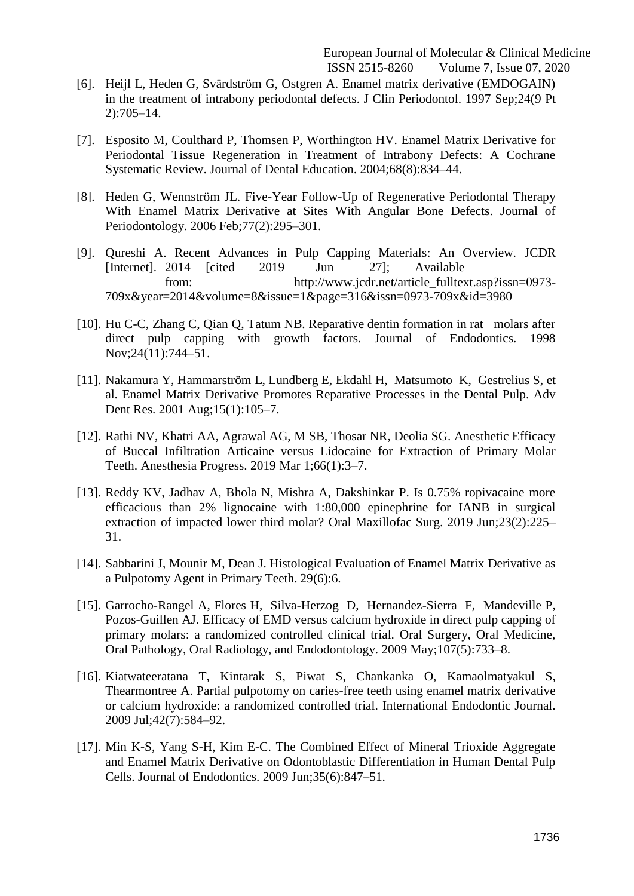[6]. Heijl L, Heden G, Svärdström G, Ostgren A. Enamel matrix derivative (EMDOGAIN) in the treatment of intrabony periodontal defects. J Clin Periodontol. 1997 Sep;24(9 Pt 2):705–14.

[7]. Esposito M, Coulthard P, Thomsen P, Worthington HV. Enamel Matrix Derivative for Periodontal Tissue Regeneration in Treatment of Intrabony Defects: A Cochrane Systematic Review. Journal of Dental Education. 2004;68(8):834–44.

[8]. Heden G, Wennström JL. Five-Year Follow-Up of Regenerative Periodontal Therapy With Enamel Matrix Derivative at Sites With Angular Bone Defects. Journal of Periodontology. 2006 Feb;77(2):295–301.

[9]. Qureshi A. Recent Advances in Pulp Capping Materials: An Overview. JCDR [Internet]. 2014 [cited 2019 Jun 27]; Available from: http://www.jcdr.net/article_fulltext.asp?issn=0973-709x&year=2014&volume=8&issue=1&page=316&issn=0973-709x&id=3980

[10]. Hu C-C, Zhang C, Qian Q, Tatum NB. Reparative dentin formation in rat molars after direct pulp capping with growth factors. Journal of Endodontics. 1998 Nov;24(11):744–51.

[11]. Nakamura Y, Hammarström L, Lundberg E, Ekdahl H, Matsumoto K, Gestrelius S, et al. Enamel Matrix Derivative Promotes Reparative Processes in the Dental Pulp. Adv Dent Res. 2001 Aug;15(1):105–7.

[12]. Rathi NV, Khatri AA, Agrawal AG, M SB, Thosar NR, Deolia SG. Anesthetic Efficacy of Buccal Infiltration Articaine versus Lidocaine for Extraction of Primary Molar Teeth. Anesthesia Progress. 2019 Mar 1;66(1):3–7.

[13]. Reddy KV, Jadhav A, Bhola N, Mishra A, Dakshinkar P. Is 0.75% ropivacaine more efficacious than 2% lignocaine with 1:80,000 epinephrine for IANB in surgical extraction of impacted lower third molar? Oral Maxillofac Surg. 2019 Jun;23(2):225–31.

[14]. Sabbarini J, Mounir M, Dean J. Histological Evaluation of Enamel Matrix Derivative as a Pulpotomy Agent in Primary Teeth. 29(6):6.

[15]. Garrocho-Rangel A, Flores H, Silva-Herzog D, Hernandez-Sierra F, Mandeville P, Pozos-Guillen AJ. Efficacy of EMD versus calcium hydroxide in direct pulp capping of primary molars: a randomized controlled clinical trial. Oral Surgery, Oral Medicine, Oral Pathology, Oral Radiology, and Endodontology. 2009 May;107(5):733–8.

[16]. Kiatwateeratana T, Kintarak S, Piwat S, Chankanka O, Kamaolmatyakul S, Thearmontree A. Partial pulpotomy on caries-free teeth using enamel matrix derivative or calcium hydroxide: a randomized controlled trial. International Endodontic Journal. 2009 Jul;42(7):584–92.

[17]. Min K-S, Yang S-H, Kim E-C. The Combined Effect of Mineral Trioxide Aggregate and Enamel Matrix Derivative on Odontoblastic Differentiation in Human Dental Pulp Cells. Journal of Endodontics. 2009 Jun;35(6):847–51.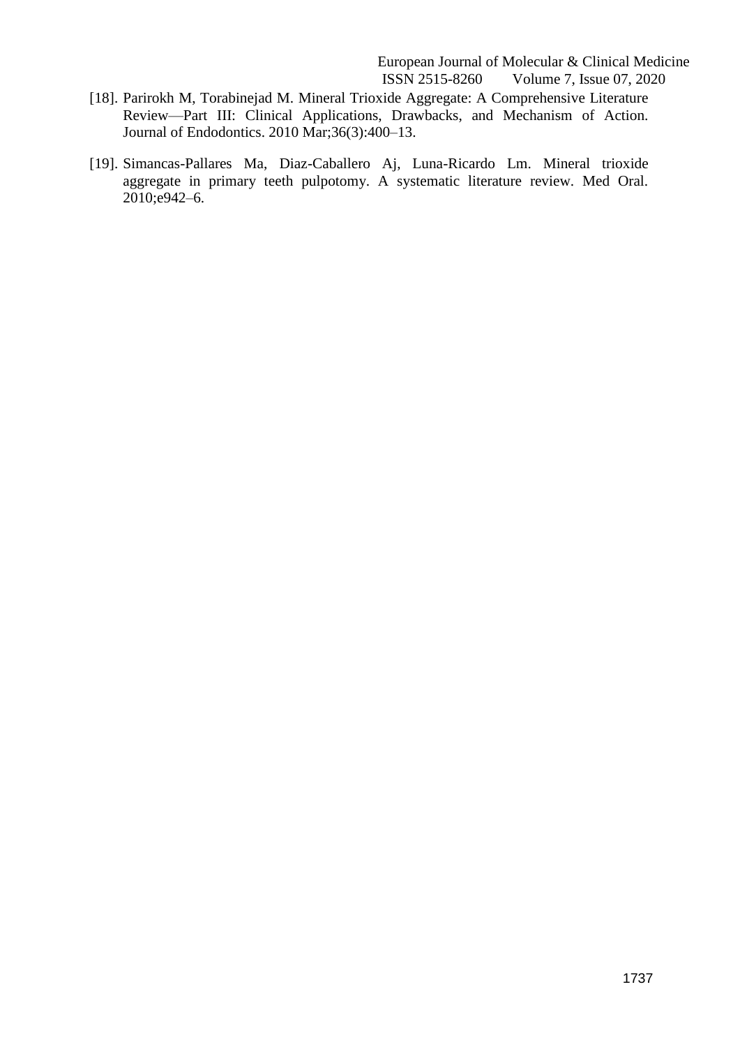[18]. Parirokh M, Torabinejad M. Mineral Trioxide Aggregate: A Comprehensive Literature Review—Part III: Clinical Applications, Drawbacks, and Mechanism of Action. Journal of Endodontics. 2010 Mar;36(3):400–13.

[19]. Simancas-Pallares Ma, Diaz-Caballero Aj, Luna-Ricardo Lm. Mineral trioxide aggregate in primary teeth pulpotomy. A systematic literature review. Med Oral. 2010;e942–6.